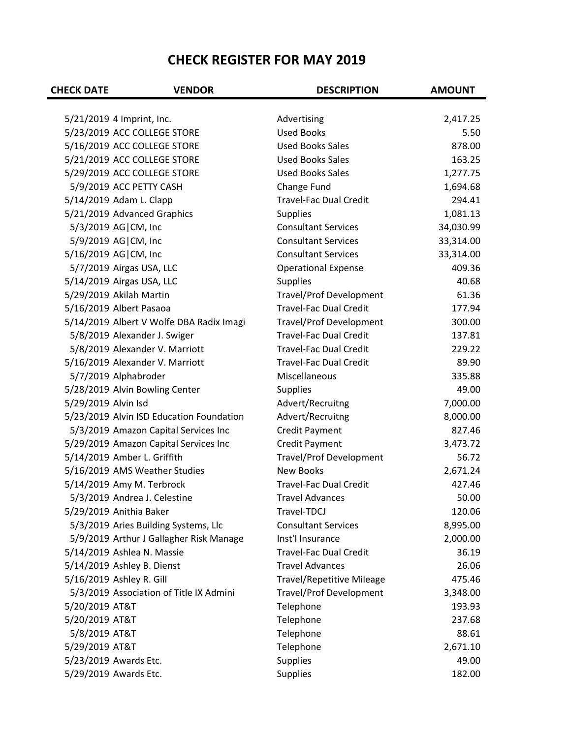# CHECK REGISTER FOR MAY 2019

| CHECK DATE | VENDOR | DESCRIPTION | AMOUNT |
|---|---|---|---|
| 5/21/2019 | 4 Imprint, Inc. | Advertising | 2,417.25 |
| 5/23/2019 | ACC COLLEGE STORE | Used Books | 5.50 |
| 5/16/2019 | ACC COLLEGE STORE | Used Books Sales | 878.00 |
| 5/21/2019 | ACC COLLEGE STORE | Used Books Sales | 163.25 |
| 5/29/2019 | ACC COLLEGE STORE | Used Books Sales | 1,277.75 |
| 5/9/2019 | ACC PETTY CASH | Change Fund | 1,694.68 |
| 5/14/2019 | Adam L. Clapp | Travel-Fac Dual Credit | 294.41 |
| 5/21/2019 | Advanced Graphics | Supplies | 1,081.13 |
| 5/3/2019 | AG\|CM, Inc | Consultant Services | 34,030.99 |
| 5/9/2019 | AG\|CM, Inc | Consultant Services | 33,314.00 |
| 5/16/2019 | AG\|CM, Inc | Consultant Services | 33,314.00 |
| 5/7/2019 | Airgas USA, LLC | Operational Expense | 409.36 |
| 5/14/2019 | Airgas USA, LLC | Supplies | 40.68 |
| 5/29/2019 | Akilah Martin | Travel/Prof Development | 61.36 |
| 5/16/2019 | Albert Pasaoa | Travel-Fac Dual Credit | 177.94 |
| 5/14/2019 | Albert V Wolfe DBA Radix Imagi | Travel/Prof Development | 300.00 |
| 5/8/2019 | Alexander J. Swiger | Travel-Fac Dual Credit | 137.81 |
| 5/8/2019 | Alexander V. Marriott | Travel-Fac Dual Credit | 229.22 |
| 5/16/2019 | Alexander V. Marriott | Travel-Fac Dual Credit | 89.90 |
| 5/7/2019 | Alphabroder | Miscellaneous | 335.88 |
| 5/28/2019 | Alvin Bowling Center | Supplies | 49.00 |
| 5/29/2019 | Alvin Isd | Advert/Recruitng | 7,000.00 |
| 5/23/2019 | Alvin ISD Education Foundation | Advert/Recruitng | 8,000.00 |
| 5/3/2019 | Amazon Capital Services Inc | Credit Payment | 827.46 |
| 5/29/2019 | Amazon Capital Services Inc | Credit Payment | 3,473.72 |
| 5/14/2019 | Amber L. Griffith | Travel/Prof Development | 56.72 |
| 5/16/2019 | AMS Weather Studies | New Books | 2,671.24 |
| 5/14/2019 | Amy M. Terbrock | Travel-Fac Dual Credit | 427.46 |
| 5/3/2019 | Andrea J. Celestine | Travel Advances | 50.00 |
| 5/29/2019 | Anithia Baker | Travel-TDCJ | 120.06 |
| 5/3/2019 | Aries Building Systems, Llc | Consultant Services | 8,995.00 |
| 5/9/2019 | Arthur J Gallagher Risk Manage | Inst'l Insurance | 2,000.00 |
| 5/14/2019 | Ashlea N. Massie | Travel-Fac Dual Credit | 36.19 |
| 5/14/2019 | Ashley B. Dienst | Travel Advances | 26.06 |
| 5/16/2019 | Ashley R. Gill | Travel/Repetitive Mileage | 475.46 |
| 5/3/2019 | Association of Title IX Admini | Travel/Prof Development | 3,348.00 |
| 5/20/2019 | AT&T | Telephone | 193.93 |
| 5/20/2019 | AT&T | Telephone | 237.68 |
| 5/8/2019 | AT&T | Telephone | 88.61 |
| 5/29/2019 | AT&T | Telephone | 2,671.10 |
| 5/23/2019 | Awards Etc. | Supplies | 49.00 |
| 5/29/2019 | Awards Etc. | Supplies | 182.00 |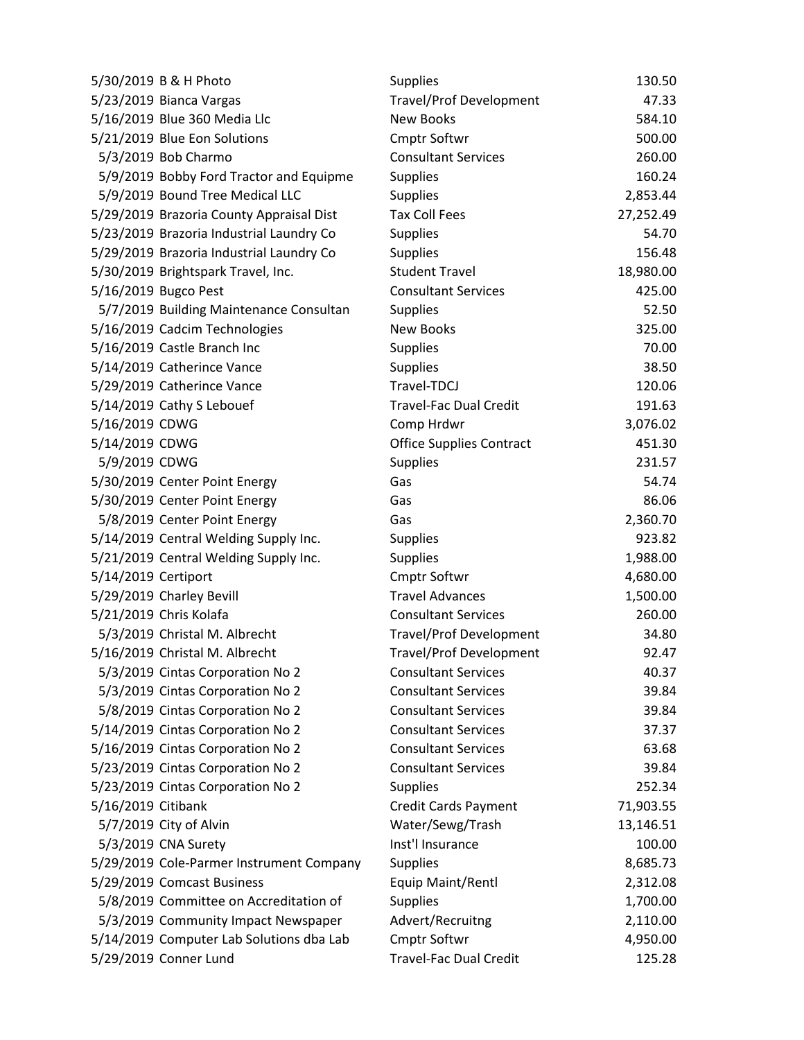| | | | |
|---|---|---|---|
| 5/30/2019 | B & H Photo | Supplies | 130.50 |
| 5/23/2019 | Bianca Vargas | Travel/Prof Development | 47.33 |
| 5/16/2019 | Blue 360 Media Llc | New Books | 584.10 |
| 5/21/2019 | Blue Eon Solutions | Cmptr Softwr | 500.00 |
| 5/3/2019 | Bob Charmo | Consultant Services | 260.00 |
| 5/9/2019 | Bobby Ford Tractor and Equipme | Supplies | 160.24 |
| 5/9/2019 | Bound Tree Medical LLC | Supplies | 2,853.44 |
| 5/29/2019 | Brazoria County Appraisal Dist | Tax Coll Fees | 27,252.49 |
| 5/23/2019 | Brazoria Industrial Laundry Co | Supplies | 54.70 |
| 5/29/2019 | Brazoria Industrial Laundry Co | Supplies | 156.48 |
| 5/30/2019 | Brightspark Travel, Inc. | Student Travel | 18,980.00 |
| 5/16/2019 | Bugco Pest | Consultant Services | 425.00 |
| 5/7/2019 | Building Maintenance Consultan | Supplies | 52.50 |
| 5/16/2019 | Cadcim Technologies | New Books | 325.00 |
| 5/16/2019 | Castle Branch Inc | Supplies | 70.00 |
| 5/14/2019 | Catherince Vance | Supplies | 38.50 |
| 5/29/2019 | Catherince Vance | Travel-TDCJ | 120.06 |
| 5/14/2019 | Cathy S Lebouef | Travel-Fac Dual Credit | 191.63 |
| 5/16/2019 | CDWG | Comp Hrdwr | 3,076.02 |
| 5/14/2019 | CDWG | Office Supplies Contract | 451.30 |
| 5/9/2019 | CDWG | Supplies | 231.57 |
| 5/30/2019 | Center Point Energy | Gas | 54.74 |
| 5/30/2019 | Center Point Energy | Gas | 86.06 |
| 5/8/2019 | Center Point Energy | Gas | 2,360.70 |
| 5/14/2019 | Central Welding Supply Inc. | Supplies | 923.82 |
| 5/21/2019 | Central Welding Supply Inc. | Supplies | 1,988.00 |
| 5/14/2019 | Certiport | Cmptr Softwr | 4,680.00 |
| 5/29/2019 | Charley Bevill | Travel Advances | 1,500.00 |
| 5/21/2019 | Chris Kolafa | Consultant Services | 260.00 |
| 5/3/2019 | Christal M. Albrecht | Travel/Prof Development | 34.80 |
| 5/16/2019 | Christal M. Albrecht | Travel/Prof Development | 92.47 |
| 5/3/2019 | Cintas Corporation No 2 | Consultant Services | 40.37 |
| 5/3/2019 | Cintas Corporation No 2 | Consultant Services | 39.84 |
| 5/8/2019 | Cintas Corporation No 2 | Consultant Services | 39.84 |
| 5/14/2019 | Cintas Corporation No 2 | Consultant Services | 37.37 |
| 5/16/2019 | Cintas Corporation No 2 | Consultant Services | 63.68 |
| 5/23/2019 | Cintas Corporation No 2 | Consultant Services | 39.84 |
| 5/23/2019 | Cintas Corporation No 2 | Supplies | 252.34 |
| 5/16/2019 | Citibank | Credit Cards Payment | 71,903.55 |
| 5/7/2019 | City of Alvin | Water/Sewg/Trash | 13,146.51 |
| 5/3/2019 | CNA Surety | Inst'l Insurance | 100.00 |
| 5/29/2019 | Cole-Parmer Instrument Company | Supplies | 8,685.73 |
| 5/29/2019 | Comcast Business | Equip Maint/Rentl | 2,312.08 |
| 5/8/2019 | Committee on Accreditation of | Supplies | 1,700.00 |
| 5/3/2019 | Community Impact Newspaper | Advert/Recruitng | 2,110.00 |
| 5/14/2019 | Computer Lab Solutions dba Lab | Cmptr Softwr | 4,950.00 |
| 5/29/2019 | Conner Lund | Travel-Fac Dual Credit | 125.28 |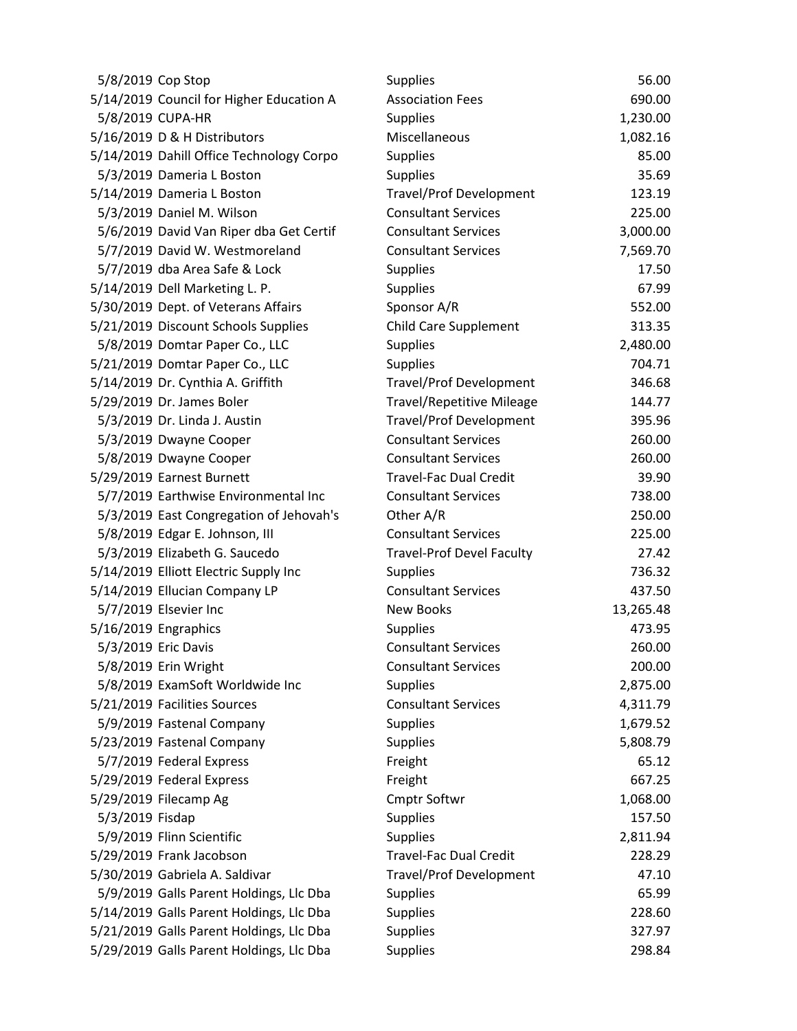| | | | |
|---|---|---|---|
| 5/8/2019 | Cop Stop | Supplies | 56.00 |
| 5/14/2019 | Council for Higher Education A | Association Fees | 690.00 |
| 5/8/2019 | CUPA-HR | Supplies | 1,230.00 |
| 5/16/2019 | D & H Distributors | Miscellaneous | 1,082.16 |
| 5/14/2019 | Dahill Office Technology Corpo | Supplies | 85.00 |
| 5/3/2019 | Dameria L Boston | Supplies | 35.69 |
| 5/14/2019 | Dameria L Boston | Travel/Prof Development | 123.19 |
| 5/3/2019 | Daniel M. Wilson | Consultant Services | 225.00 |
| 5/6/2019 | David Van Riper dba Get Certif | Consultant Services | 3,000.00 |
| 5/7/2019 | David W. Westmoreland | Consultant Services | 7,569.70 |
| 5/7/2019 | dba Area Safe & Lock | Supplies | 17.50 |
| 5/14/2019 | Dell Marketing L. P. | Supplies | 67.99 |
| 5/30/2019 | Dept. of Veterans Affairs | Sponsor A/R | 552.00 |
| 5/21/2019 | Discount Schools Supplies | Child Care Supplement | 313.35 |
| 5/8/2019 | Domtar Paper Co., LLC | Supplies | 2,480.00 |
| 5/21/2019 | Domtar Paper Co., LLC | Supplies | 704.71 |
| 5/14/2019 | Dr. Cynthia A. Griffith | Travel/Prof Development | 346.68 |
| 5/29/2019 | Dr. James Boler | Travel/Repetitive Mileage | 144.77 |
| 5/3/2019 | Dr. Linda J. Austin | Travel/Prof Development | 395.96 |
| 5/3/2019 | Dwayne Cooper | Consultant Services | 260.00 |
| 5/8/2019 | Dwayne Cooper | Consultant Services | 260.00 |
| 5/29/2019 | Earnest Burnett | Travel-Fac Dual Credit | 39.90 |
| 5/7/2019 | Earthwise Environmental Inc | Consultant Services | 738.00 |
| 5/3/2019 | East Congregation of Jehovah's | Other A/R | 250.00 |
| 5/8/2019 | Edgar E. Johnson, III | Consultant Services | 225.00 |
| 5/3/2019 | Elizabeth G. Saucedo | Travel-Prof Devel Faculty | 27.42 |
| 5/14/2019 | Elliott Electric Supply Inc | Supplies | 736.32 |
| 5/14/2019 | Ellucian Company LP | Consultant Services | 437.50 |
| 5/7/2019 | Elsevier Inc | New Books | 13,265.48 |
| 5/16/2019 | Engraphics | Supplies | 473.95 |
| 5/3/2019 | Eric Davis | Consultant Services | 260.00 |
| 5/8/2019 | Erin Wright | Consultant Services | 200.00 |
| 5/8/2019 | ExamSoft Worldwide Inc | Supplies | 2,875.00 |
| 5/21/2019 | Facilities Sources | Consultant Services | 4,311.79 |
| 5/9/2019 | Fastenal Company | Supplies | 1,679.52 |
| 5/23/2019 | Fastenal Company | Supplies | 5,808.79 |
| 5/7/2019 | Federal Express | Freight | 65.12 |
| 5/29/2019 | Federal Express | Freight | 667.25 |
| 5/29/2019 | Filecamp Ag | Cmptr Softwr | 1,068.00 |
| 5/3/2019 | Fisdap | Supplies | 157.50 |
| 5/9/2019 | Flinn Scientific | Supplies | 2,811.94 |
| 5/29/2019 | Frank Jacobson | Travel-Fac Dual Credit | 228.29 |
| 5/30/2019 | Gabriela A. Saldivar | Travel/Prof Development | 47.10 |
| 5/9/2019 | Galls Parent Holdings, Llc Dba | Supplies | 65.99 |
| 5/14/2019 | Galls Parent Holdings, Llc Dba | Supplies | 228.60 |
| 5/21/2019 | Galls Parent Holdings, Llc Dba | Supplies | 327.97 |
| 5/29/2019 | Galls Parent Holdings, Llc Dba | Supplies | 298.84 |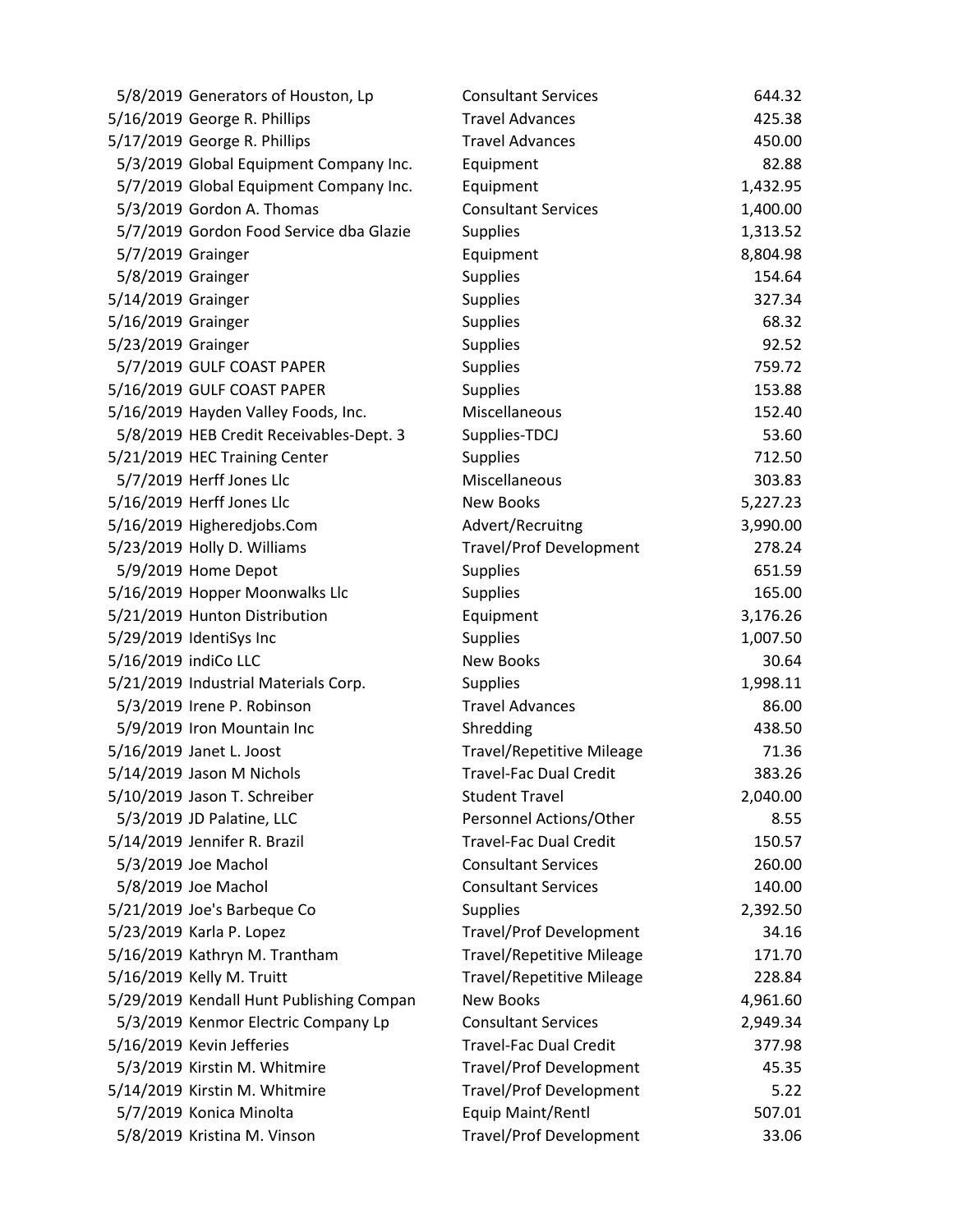| | | | |
|---|---|---|---|
| 5/8/2019 | Generators of Houston, Lp | Consultant Services | 644.32 |
| 5/16/2019 | George R. Phillips | Travel Advances | 425.38 |
| 5/17/2019 | George R. Phillips | Travel Advances | 450.00 |
| 5/3/2019 | Global Equipment Company Inc. | Equipment | 82.88 |
| 5/7/2019 | Global Equipment Company Inc. | Equipment | 1,432.95 |
| 5/3/2019 | Gordon A. Thomas | Consultant Services | 1,400.00 |
| 5/7/2019 | Gordon Food Service dba Glazie | Supplies | 1,313.52 |
| 5/7/2019 | Grainger | Equipment | 8,804.98 |
| 5/8/2019 | Grainger | Supplies | 154.64 |
| 5/14/2019 | Grainger | Supplies | 327.34 |
| 5/16/2019 | Grainger | Supplies | 68.32 |
| 5/23/2019 | Grainger | Supplies | 92.52 |
| 5/7/2019 | GULF COAST PAPER | Supplies | 759.72 |
| 5/16/2019 | GULF COAST PAPER | Supplies | 153.88 |
| 5/16/2019 | Hayden Valley Foods, Inc. | Miscellaneous | 152.40 |
| 5/8/2019 | HEB Credit Receivables-Dept. 3 | Supplies-TDCJ | 53.60 |
| 5/21/2019 | HEC Training Center | Supplies | 712.50 |
| 5/7/2019 | Herff Jones Llc | Miscellaneous | 303.83 |
| 5/16/2019 | Herff Jones Llc | New Books | 5,227.23 |
| 5/16/2019 | Higheredjobs.Com | Advert/Recruitng | 3,990.00 |
| 5/23/2019 | Holly D. Williams | Travel/Prof Development | 278.24 |
| 5/9/2019 | Home Depot | Supplies | 651.59 |
| 5/16/2019 | Hopper Moonwalks Llc | Supplies | 165.00 |
| 5/21/2019 | Hunton Distribution | Equipment | 3,176.26 |
| 5/29/2019 | IdentiSys Inc | Supplies | 1,007.50 |
| 5/16/2019 | indiCo LLC | New Books | 30.64 |
| 5/21/2019 | Industrial Materials Corp. | Supplies | 1,998.11 |
| 5/3/2019 | Irene P. Robinson | Travel Advances | 86.00 |
| 5/9/2019 | Iron Mountain Inc | Shredding | 438.50 |
| 5/16/2019 | Janet L. Joost | Travel/Repetitive Mileage | 71.36 |
| 5/14/2019 | Jason M Nichols | Travel-Fac Dual Credit | 383.26 |
| 5/10/2019 | Jason T. Schreiber | Student Travel | 2,040.00 |
| 5/3/2019 | JD Palatine, LLC | Personnel Actions/Other | 8.55 |
| 5/14/2019 | Jennifer R. Brazil | Travel-Fac Dual Credit | 150.57 |
| 5/3/2019 | Joe Machol | Consultant Services | 260.00 |
| 5/8/2019 | Joe Machol | Consultant Services | 140.00 |
| 5/21/2019 | Joe's Barbeque Co | Supplies | 2,392.50 |
| 5/23/2019 | Karla P. Lopez | Travel/Prof Development | 34.16 |
| 5/16/2019 | Kathryn M. Trantham | Travel/Repetitive Mileage | 171.70 |
| 5/16/2019 | Kelly M. Truitt | Travel/Repetitive Mileage | 228.84 |
| 5/29/2019 | Kendall Hunt Publishing Compan | New Books | 4,961.60 |
| 5/3/2019 | Kenmor Electric Company Lp | Consultant Services | 2,949.34 |
| 5/16/2019 | Kevin Jefferies | Travel-Fac Dual Credit | 377.98 |
| 5/3/2019 | Kirstin M. Whitmire | Travel/Prof Development | 45.35 |
| 5/14/2019 | Kirstin M. Whitmire | Travel/Prof Development | 5.22 |
| 5/7/2019 | Konica Minolta | Equip Maint/Rentl | 507.01 |
| 5/8/2019 | Kristina M. Vinson | Travel/Prof Development | 33.06 |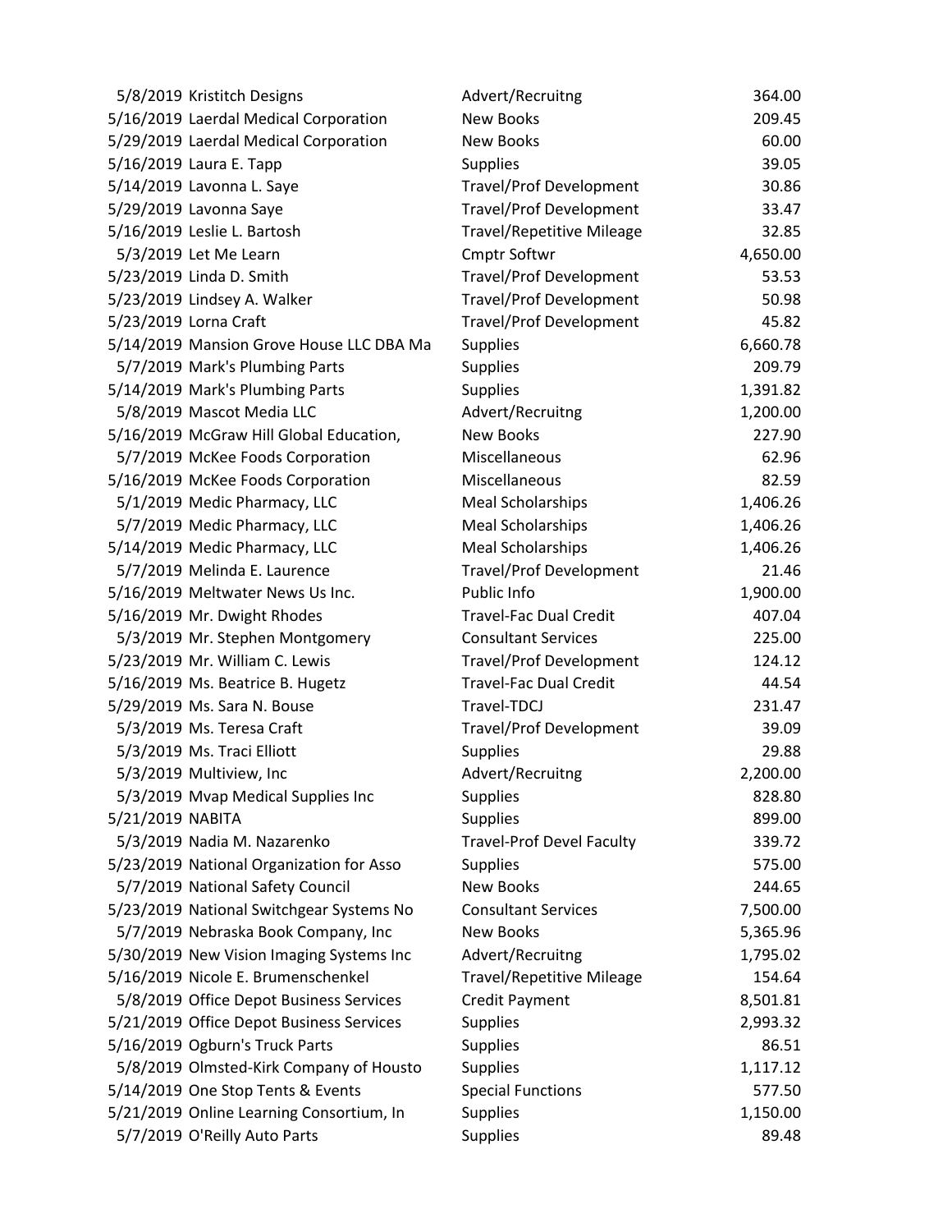| Date | Vendor | Category | Amount |
|---|---|---|---|
| 5/8/2019 | Kristitch Designs | Advert/Recruitng | 364.00 |
| 5/16/2019 | Laerdal Medical Corporation | New Books | 209.45 |
| 5/29/2019 | Laerdal Medical Corporation | New Books | 60.00 |
| 5/16/2019 | Laura E. Tapp | Supplies | 39.05 |
| 5/14/2019 | Lavonna L. Saye | Travel/Prof Development | 30.86 |
| 5/29/2019 | Lavonna Saye | Travel/Prof Development | 33.47 |
| 5/16/2019 | Leslie L. Bartosh | Travel/Repetitive Mileage | 32.85 |
| 5/3/2019 | Let Me Learn | Cmptr Softwr | 4,650.00 |
| 5/23/2019 | Linda D. Smith | Travel/Prof Development | 53.53 |
| 5/23/2019 | Lindsey A. Walker | Travel/Prof Development | 50.98 |
| 5/23/2019 | Lorna Craft | Travel/Prof Development | 45.82 |
| 5/14/2019 | Mansion Grove House LLC DBA Ma | Supplies | 6,660.78 |
| 5/7/2019 | Mark's Plumbing Parts | Supplies | 209.79 |
| 5/14/2019 | Mark's Plumbing Parts | Supplies | 1,391.82 |
| 5/8/2019 | Mascot Media LLC | Advert/Recruitng | 1,200.00 |
| 5/16/2019 | McGraw Hill Global Education, | New Books | 227.90 |
| 5/7/2019 | McKee Foods Corporation | Miscellaneous | 62.96 |
| 5/16/2019 | McKee Foods Corporation | Miscellaneous | 82.59 |
| 5/1/2019 | Medic Pharmacy, LLC | Meal Scholarships | 1,406.26 |
| 5/7/2019 | Medic Pharmacy, LLC | Meal Scholarships | 1,406.26 |
| 5/14/2019 | Medic Pharmacy, LLC | Meal Scholarships | 1,406.26 |
| 5/7/2019 | Melinda E. Laurence | Travel/Prof Development | 21.46 |
| 5/16/2019 | Meltwater News Us Inc. | Public Info | 1,900.00 |
| 5/16/2019 | Mr. Dwight Rhodes | Travel-Fac Dual Credit | 407.04 |
| 5/3/2019 | Mr. Stephen Montgomery | Consultant Services | 225.00 |
| 5/23/2019 | Mr. William C. Lewis | Travel/Prof Development | 124.12 |
| 5/16/2019 | Ms. Beatrice B. Hugetz | Travel-Fac Dual Credit | 44.54 |
| 5/29/2019 | Ms. Sara N. Bouse | Travel-TDCJ | 231.47 |
| 5/3/2019 | Ms. Teresa Craft | Travel/Prof Development | 39.09 |
| 5/3/2019 | Ms. Traci Elliott | Supplies | 29.88 |
| 5/3/2019 | Multiview, Inc | Advert/Recruitng | 2,200.00 |
| 5/3/2019 | Mvap Medical Supplies Inc | Supplies | 828.80 |
| 5/21/2019 | NABITA | Supplies | 899.00 |
| 5/3/2019 | Nadia M. Nazarenko | Travel-Prof Devel Faculty | 339.72 |
| 5/23/2019 | National Organization for Asso | Supplies | 575.00 |
| 5/7/2019 | National Safety Council | New Books | 244.65 |
| 5/23/2019 | National Switchgear Systems No | Consultant Services | 7,500.00 |
| 5/7/2019 | Nebraska Book Company, Inc | New Books | 5,365.96 |
| 5/30/2019 | New Vision Imaging Systems Inc | Advert/Recruitng | 1,795.02 |
| 5/16/2019 | Nicole E. Brumenschenkel | Travel/Repetitive Mileage | 154.64 |
| 5/8/2019 | Office Depot Business Services | Credit Payment | 8,501.81 |
| 5/21/2019 | Office Depot Business Services | Supplies | 2,993.32 |
| 5/16/2019 | Ogburn's Truck Parts | Supplies | 86.51 |
| 5/8/2019 | Olmsted-Kirk Company of Housto | Supplies | 1,117.12 |
| 5/14/2019 | One Stop Tents & Events | Special Functions | 577.50 |
| 5/21/2019 | Online Learning Consortium, In | Supplies | 1,150.00 |
| 5/7/2019 | O'Reilly Auto Parts | Supplies | 89.48 |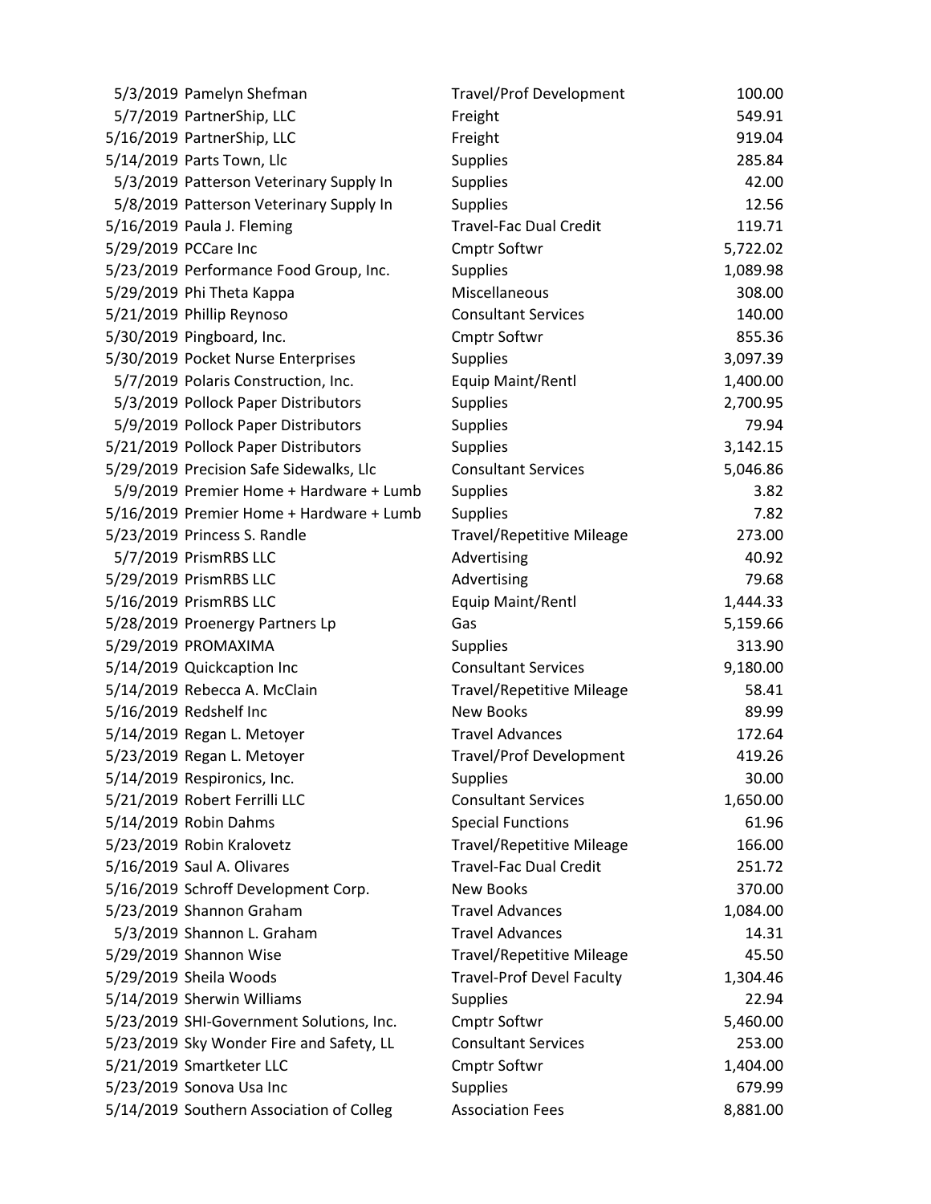| | | | |
|---|---|---|---|
| 5/3/2019 | Pamelyn Shefman | Travel/Prof Development | 100.00 |
| 5/7/2019 | PartnerShip, LLC | Freight | 549.91 |
| 5/16/2019 | PartnerShip, LLC | Freight | 919.04 |
| 5/14/2019 | Parts Town, Llc | Supplies | 285.84 |
| 5/3/2019 | Patterson Veterinary Supply In | Supplies | 42.00 |
| 5/8/2019 | Patterson Veterinary Supply In | Supplies | 12.56 |
| 5/16/2019 | Paula J. Fleming | Travel-Fac Dual Credit | 119.71 |
| 5/29/2019 | PCCare Inc | Cmptr Softwr | 5,722.02 |
| 5/23/2019 | Performance Food Group, Inc. | Supplies | 1,089.98 |
| 5/29/2019 | Phi Theta Kappa | Miscellaneous | 308.00 |
| 5/21/2019 | Phillip Reynoso | Consultant Services | 140.00 |
| 5/30/2019 | Pingboard, Inc. | Cmptr Softwr | 855.36 |
| 5/30/2019 | Pocket Nurse Enterprises | Supplies | 3,097.39 |
| 5/7/2019 | Polaris Construction, Inc. | Equip Maint/Rentl | 1,400.00 |
| 5/3/2019 | Pollock Paper Distributors | Supplies | 2,700.95 |
| 5/9/2019 | Pollock Paper Distributors | Supplies | 79.94 |
| 5/21/2019 | Pollock Paper Distributors | Supplies | 3,142.15 |
| 5/29/2019 | Precision Safe Sidewalks, Llc | Consultant Services | 5,046.86 |
| 5/9/2019 | Premier Home + Hardware + Lumb | Supplies | 3.82 |
| 5/16/2019 | Premier Home + Hardware + Lumb | Supplies | 7.82 |
| 5/23/2019 | Princess S. Randle | Travel/Repetitive Mileage | 273.00 |
| 5/7/2019 | PrismRBS LLC | Advertising | 40.92 |
| 5/29/2019 | PrismRBS LLC | Advertising | 79.68 |
| 5/16/2019 | PrismRBS LLC | Equip Maint/Rentl | 1,444.33 |
| 5/28/2019 | Proenergy Partners Lp | Gas | 5,159.66 |
| 5/29/2019 | PROMAXIMA | Supplies | 313.90 |
| 5/14/2019 | Quickcaption Inc | Consultant Services | 9,180.00 |
| 5/14/2019 | Rebecca A. McClain | Travel/Repetitive Mileage | 58.41 |
| 5/16/2019 | Redshelf Inc | New Books | 89.99 |
| 5/14/2019 | Regan L. Metoyer | Travel Advances | 172.64 |
| 5/23/2019 | Regan L. Metoyer | Travel/Prof Development | 419.26 |
| 5/14/2019 | Respironics, Inc. | Supplies | 30.00 |
| 5/21/2019 | Robert Ferrilli LLC | Consultant Services | 1,650.00 |
| 5/14/2019 | Robin Dahms | Special Functions | 61.96 |
| 5/23/2019 | Robin Kralovetz | Travel/Repetitive Mileage | 166.00 |
| 5/16/2019 | Saul A. Olivares | Travel-Fac Dual Credit | 251.72 |
| 5/16/2019 | Schroff Development Corp. | New Books | 370.00 |
| 5/23/2019 | Shannon Graham | Travel Advances | 1,084.00 |
| 5/3/2019 | Shannon L. Graham | Travel Advances | 14.31 |
| 5/29/2019 | Shannon Wise | Travel/Repetitive Mileage | 45.50 |
| 5/29/2019 | Sheila Woods | Travel-Prof Devel Faculty | 1,304.46 |
| 5/14/2019 | Sherwin Williams | Supplies | 22.94 |
| 5/23/2019 | SHI-Government Solutions, Inc. | Cmptr Softwr | 5,460.00 |
| 5/23/2019 | Sky Wonder Fire and Safety, LL | Consultant Services | 253.00 |
| 5/21/2019 | Smartketer LLC | Cmptr Softwr | 1,404.00 |
| 5/23/2019 | Sonova Usa Inc | Supplies | 679.99 |
| 5/14/2019 | Southern Association of Colleg | Association Fees | 8,881.00 |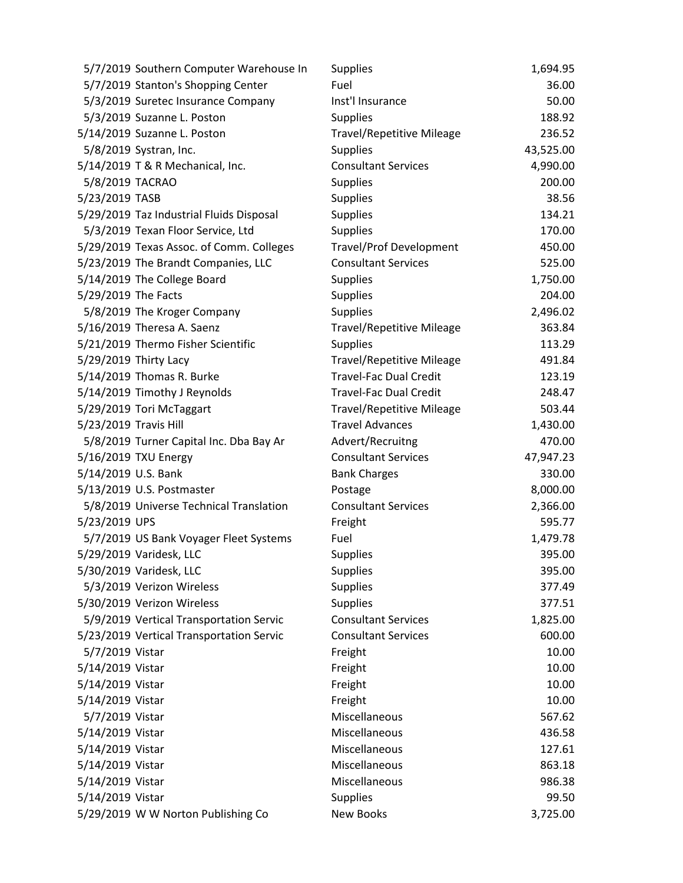| | | | |
|---|---|---|---|
| 5/7/2019 | Southern Computer Warehouse In | Supplies | 1,694.95 |
| 5/7/2019 | Stanton's Shopping Center | Fuel | 36.00 |
| 5/3/2019 | Suretec Insurance Company | Inst'l Insurance | 50.00 |
| 5/3/2019 | Suzanne L. Poston | Supplies | 188.92 |
| 5/14/2019 | Suzanne L. Poston | Travel/Repetitive Mileage | 236.52 |
| 5/8/2019 | Systran, Inc. | Supplies | 43,525.00 |
| 5/14/2019 | T & R Mechanical, Inc. | Consultant Services | 4,990.00 |
| 5/8/2019 | TACRAO | Supplies | 200.00 |
| 5/23/2019 | TASB | Supplies | 38.56 |
| 5/29/2019 | Taz Industrial Fluids Disposal | Supplies | 134.21 |
| 5/3/2019 | Texan Floor Service, Ltd | Supplies | 170.00 |
| 5/29/2019 | Texas Assoc. of Comm. Colleges | Travel/Prof Development | 450.00 |
| 5/23/2019 | The Brandt Companies, LLC | Consultant Services | 525.00 |
| 5/14/2019 | The College Board | Supplies | 1,750.00 |
| 5/29/2019 | The Facts | Supplies | 204.00 |
| 5/8/2019 | The Kroger Company | Supplies | 2,496.02 |
| 5/16/2019 | Theresa A. Saenz | Travel/Repetitive Mileage | 363.84 |
| 5/21/2019 | Thermo Fisher Scientific | Supplies | 113.29 |
| 5/29/2019 | Thirty Lacy | Travel/Repetitive Mileage | 491.84 |
| 5/14/2019 | Thomas R. Burke | Travel-Fac Dual Credit | 123.19 |
| 5/14/2019 | Timothy J Reynolds | Travel-Fac Dual Credit | 248.47 |
| 5/29/2019 | Tori McTaggart | Travel/Repetitive Mileage | 503.44 |
| 5/23/2019 | Travis Hill | Travel Advances | 1,430.00 |
| 5/8/2019 | Turner Capital Inc. Dba Bay Ar | Advert/Recruitng | 470.00 |
| 5/16/2019 | TXU Energy | Consultant Services | 47,947.23 |
| 5/14/2019 | U.S. Bank | Bank Charges | 330.00 |
| 5/13/2019 | U.S. Postmaster | Postage | 8,000.00 |
| 5/8/2019 | Universe Technical Translation | Consultant Services | 2,366.00 |
| 5/23/2019 | UPS | Freight | 595.77 |
| 5/7/2019 | US Bank Voyager Fleet Systems | Fuel | 1,479.78 |
| 5/29/2019 | Varidesk, LLC | Supplies | 395.00 |
| 5/30/2019 | Varidesk, LLC | Supplies | 395.00 |
| 5/3/2019 | Verizon Wireless | Supplies | 377.49 |
| 5/30/2019 | Verizon Wireless | Supplies | 377.51 |
| 5/9/2019 | Vertical Transportation Servic | Consultant Services | 1,825.00 |
| 5/23/2019 | Vertical Transportation Servic | Consultant Services | 600.00 |
| 5/7/2019 | Vistar | Freight | 10.00 |
| 5/14/2019 | Vistar | Freight | 10.00 |
| 5/14/2019 | Vistar | Freight | 10.00 |
| 5/14/2019 | Vistar | Freight | 10.00 |
| 5/7/2019 | Vistar | Miscellaneous | 567.62 |
| 5/14/2019 | Vistar | Miscellaneous | 436.58 |
| 5/14/2019 | Vistar | Miscellaneous | 127.61 |
| 5/14/2019 | Vistar | Miscellaneous | 863.18 |
| 5/14/2019 | Vistar | Miscellaneous | 986.38 |
| 5/14/2019 | Vistar | Supplies | 99.50 |
| 5/29/2019 | W W Norton Publishing Co | New Books | 3,725.00 |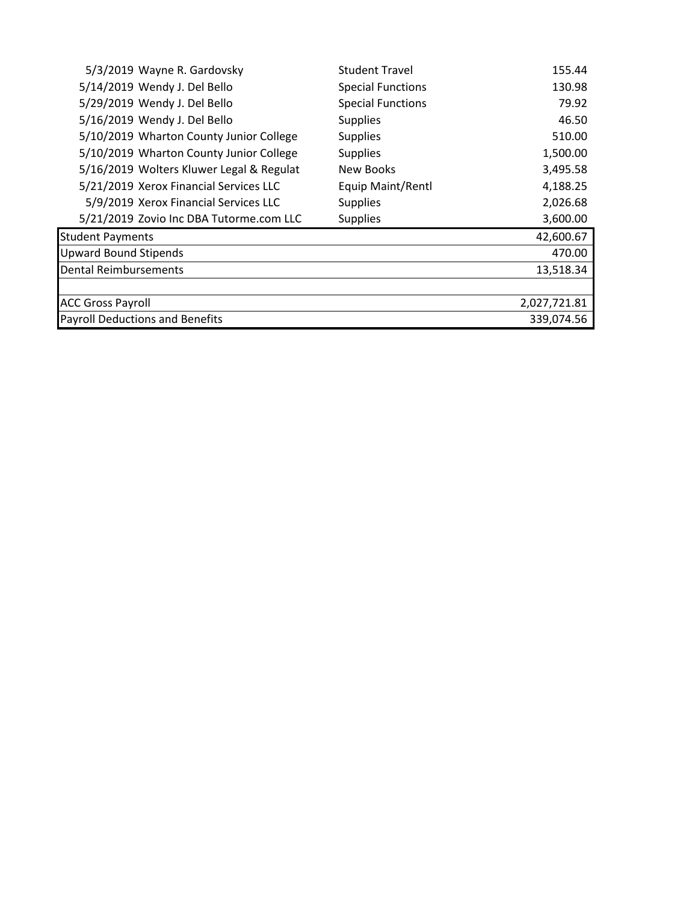| | | | |
|---|---|---|---|
| 5/3/2019 | Wayne R. Gardovsky | Student Travel | 155.44 |
| 5/14/2019 | Wendy J. Del Bello | Special Functions | 130.98 |
| 5/29/2019 | Wendy J. Del Bello | Special Functions | 79.92 |
| 5/16/2019 | Wendy J. Del Bello | Supplies | 46.50 |
| 5/10/2019 | Wharton County Junior College | Supplies | 510.00 |
| 5/10/2019 | Wharton County Junior College | Supplies | 1,500.00 |
| 5/16/2019 | Wolters Kluwer Legal & Regulat | New Books | 3,495.58 |
| 5/21/2019 | Xerox Financial Services LLC | Equip Maint/Rentl | 4,188.25 |
| 5/9/2019 | Xerox Financial Services LLC | Supplies | 2,026.68 |
| 5/21/2019 | Zovio Inc DBA Tutorme.com LLC | Supplies | 3,600.00 |
| Student Payments | | | 42,600.67 |
| Upward Bound Stipends | | | 470.00 |
| Dental Reimbursements | | | 13,518.34 |
| | | | |
| ACC Gross Payroll | | | 2,027,721.81 |
| Payroll Deductions and Benefits | | | 339,074.56 |